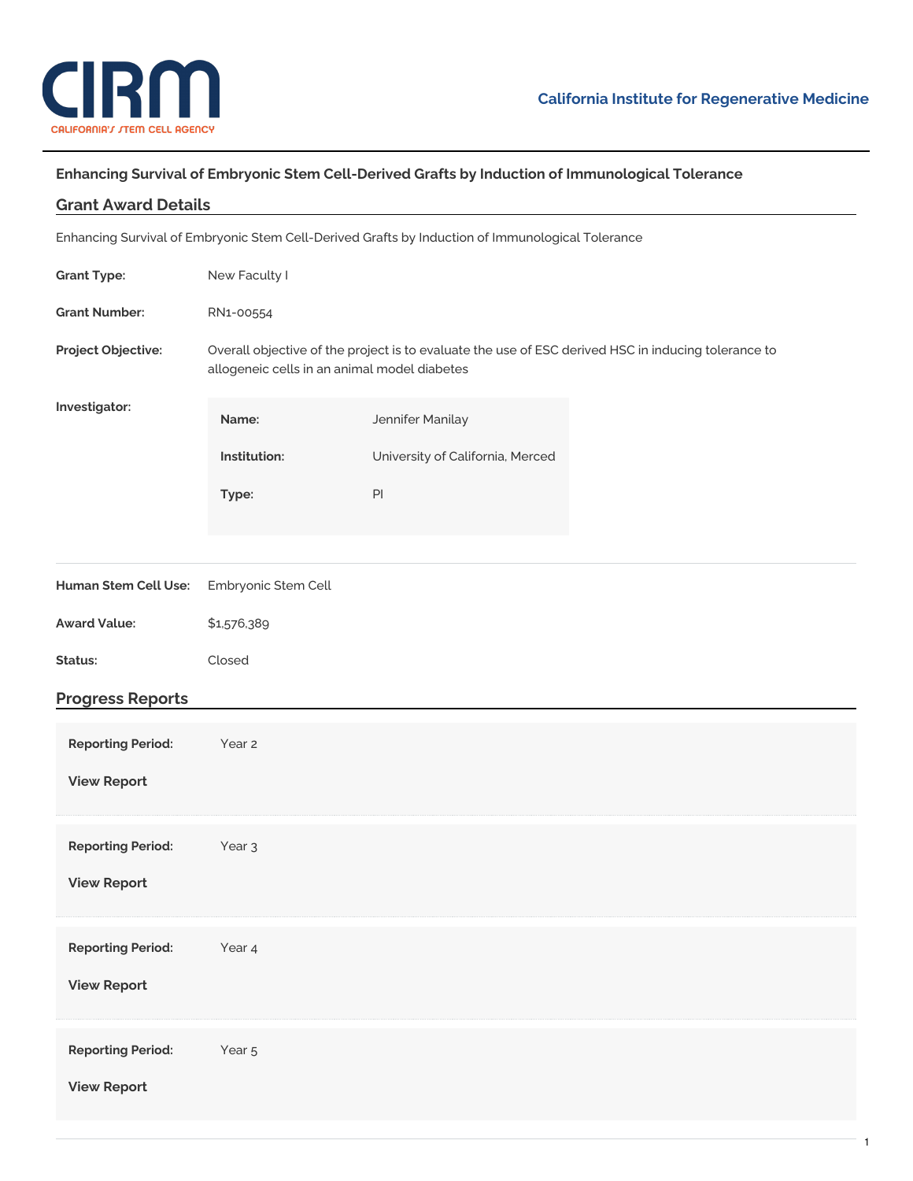# Enhancing Survival of Embryonic Stem Cell-Derived Grafts by Induction of Immunological Tolerance

## Grant Award Details

Enhancing Survival of Embryonic Stem Cell-Derived Grafts by Induction of Immunological Tolerance

**Grant Type:** New Faculty I

**Grant Number:** RN1-00554

**Project Objective:** Overall objective of the project is to evaluate the use of ESC derived HSC in inducing tolerance to allogeneic cells in an animal model diabetes

**Investigator:**

| | |
|---|---|
| **Name:** | Jennifer Manilay |
| **Institution:** | University of California, Merced |
| **Type:** | PI |

**Human Stem Cell Use:** Embryonic Stem Cell

**Award Value:** $1,576,389

**Status:** Closed

## Progress Reports

**Reporting Period:** Year 2

**View Report**

**Reporting Period:** Year 3

**View Report**

**Reporting Period:** Year 4

**View Report**

**Reporting Period:** Year 5

**View Report**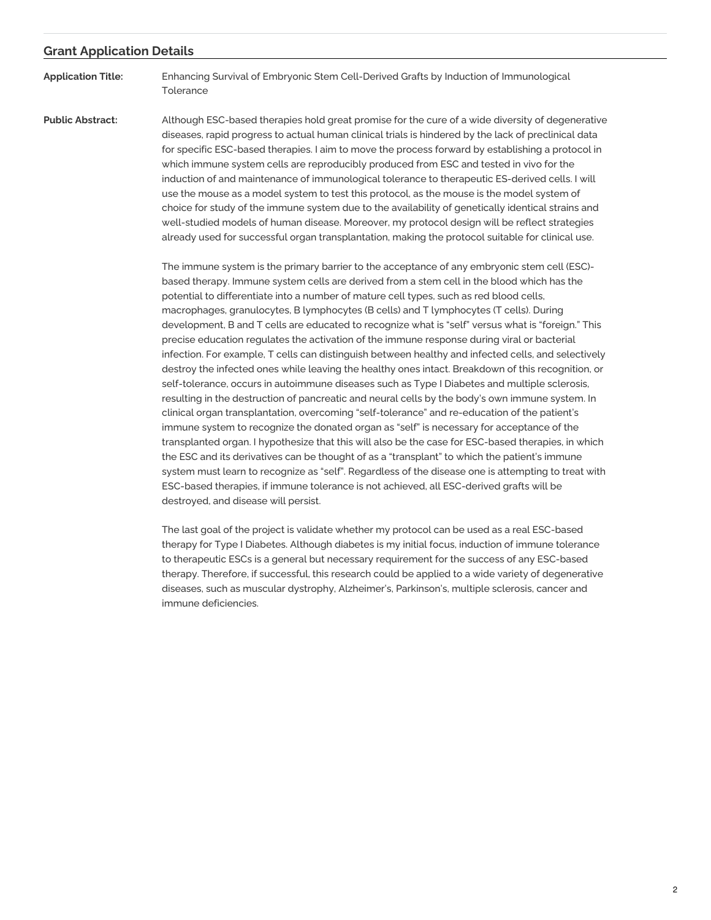## Grant Application Details

**Application Title:** Enhancing Survival of Embryonic Stem Cell-Derived Grafts by Induction of Immunological Tolerance

**Public Abstract:** Although ESC-based therapies hold great promise for the cure of a wide diversity of degenerative diseases, rapid progress to actual human clinical trials is hindered by the lack of preclinical data for specific ESC-based therapies. I aim to move the process forward by establishing a protocol in which immune system cells are reproducibly produced from ESC and tested in vivo for the induction of and maintenance of immunological tolerance to therapeutic ES-derived cells. I will use the mouse as a model system to test this protocol, as the mouse is the model system of choice for study of the immune system due to the availability of genetically identical strains and well-studied models of human disease. Moreover, my protocol design will be reflect strategies already used for successful organ transplantation, making the protocol suitable for clinical use.

The immune system is the primary barrier to the acceptance of any embryonic stem cell (ESC)-based therapy. Immune system cells are derived from a stem cell in the blood which has the potential to differentiate into a number of mature cell types, such as red blood cells, macrophages, granulocytes, B lymphocytes (B cells) and T lymphocytes (T cells). During development, B and T cells are educated to recognize what is "self" versus what is "foreign." This precise education regulates the activation of the immune response during viral or bacterial infection. For example, T cells can distinguish between healthy and infected cells, and selectively destroy the infected ones while leaving the healthy ones intact. Breakdown of this recognition, or self-tolerance, occurs in autoimmune diseases such as Type I Diabetes and multiple sclerosis, resulting in the destruction of pancreatic and neural cells by the body's own immune system. In clinical organ transplantation, overcoming "self-tolerance" and re-education of the patient's immune system to recognize the donated organ as "self" is necessary for acceptance of the transplanted organ. I hypothesize that this will also be the case for ESC-based therapies, in which the ESC and its derivatives can be thought of as a "transplant" to which the patient's immune system must learn to recognize as "self". Regardless of the disease one is attempting to treat with ESC-based therapies, if immune tolerance is not achieved, all ESC-derived grafts will be destroyed, and disease will persist.

The last goal of the project is validate whether my protocol can be used as a real ESC-based therapy for Type I Diabetes. Although diabetes is my initial focus, induction of immune tolerance to therapeutic ESCs is a general but necessary requirement for the success of any ESC-based therapy. Therefore, if successful, this research could be applied to a wide variety of degenerative diseases, such as muscular dystrophy, Alzheimer's, Parkinson's, multiple sclerosis, cancer and immune deficiencies.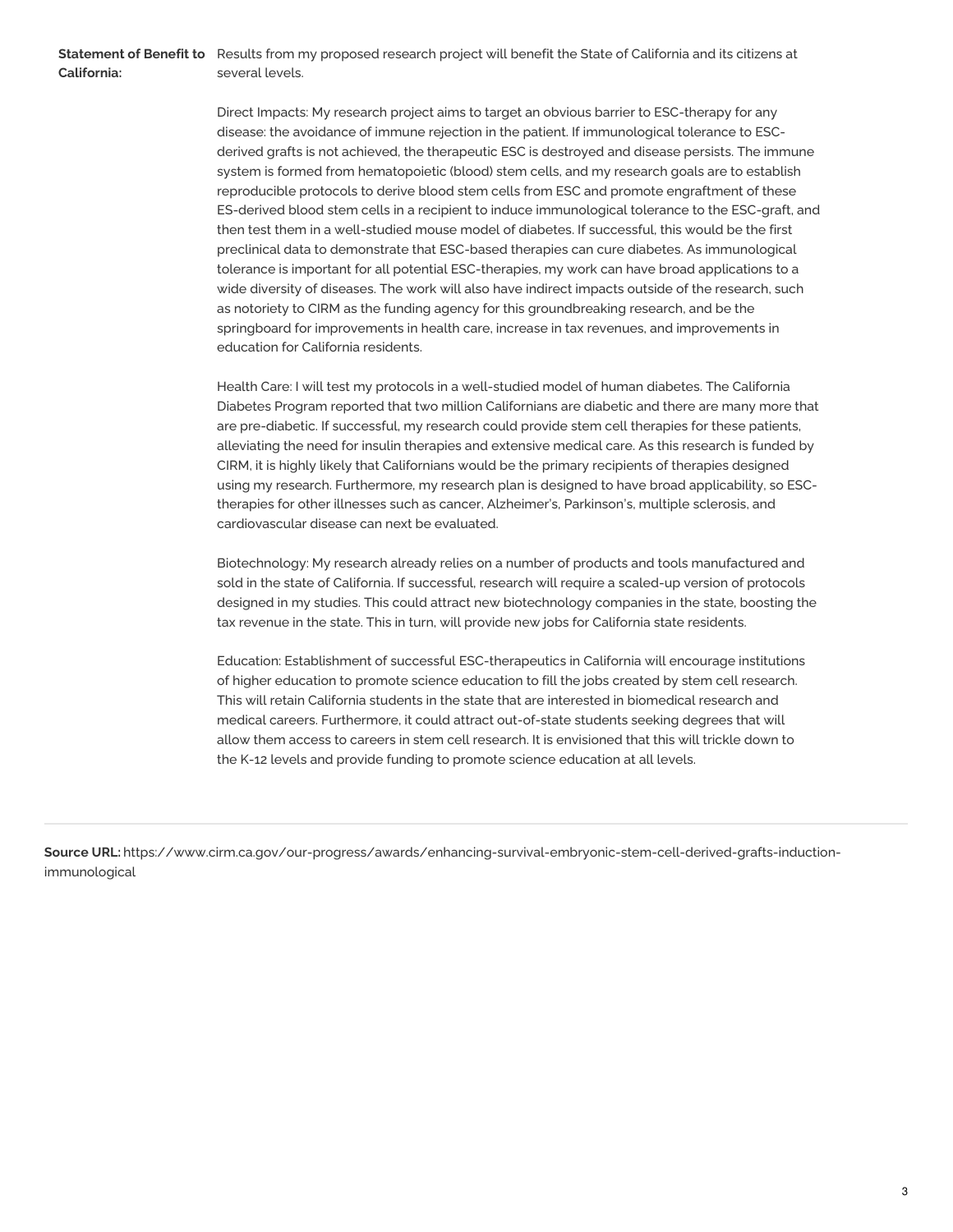**Statement of Benefit to California:**

Results from my proposed research project will benefit the State of California and its citizens at several levels.

Direct Impacts: My research project aims to target an obvious barrier to ESC-therapy for any disease: the avoidance of immune rejection in the patient. If immunological tolerance to ESC-derived grafts is not achieved, the therapeutic ESC is destroyed and disease persists. The immune system is formed from hematopoietic (blood) stem cells, and my research goals are to establish reproducible protocols to derive blood stem cells from ESC and promote engraftment of these ES-derived blood stem cells in a recipient to induce immunological tolerance to the ESC-graft, and then test them in a well-studied mouse model of diabetes. If successful, this would be the first preclinical data to demonstrate that ESC-based therapies can cure diabetes. As immunological tolerance is important for all potential ESC-therapies, my work can have broad applications to a wide diversity of diseases. The work will also have indirect impacts outside of the research, such as notoriety to CIRM as the funding agency for this groundbreaking research, and be the springboard for improvements in health care, increase in tax revenues, and improvements in education for California residents.

Health Care: I will test my protocols in a well-studied model of human diabetes. The California Diabetes Program reported that two million Californians are diabetic and there are many more that are pre-diabetic. If successful, my research could provide stem cell therapies for these patients, alleviating the need for insulin therapies and extensive medical care. As this research is funded by CIRM, it is highly likely that Californians would be the primary recipients of therapies designed using my research. Furthermore, my research plan is designed to have broad applicability, so ESC-therapies for other illnesses such as cancer, Alzheimer's, Parkinson's, multiple sclerosis, and cardiovascular disease can next be evaluated.

Biotechnology: My research already relies on a number of products and tools manufactured and sold in the state of California. If successful, research will require a scaled-up version of protocols designed in my studies. This could attract new biotechnology companies in the state, boosting the tax revenue in the state. This in turn, will provide new jobs for California state residents.

Education: Establishment of successful ESC-therapeutics in California will encourage institutions of higher education to promote science education to fill the jobs created by stem cell research. This will retain California students in the state that are interested in biomedical research and medical careers. Furthermore, it could attract out-of-state students seeking degrees that will allow them access to careers in stem cell research. It is envisioned that this will trickle down to the K-12 levels and provide funding to promote science education at all levels.

---

**Source URL:** https://www.cirm.ca.gov/our-progress/awards/enhancing-survival-embryonic-stem-cell-derived-grafts-induction-immunological